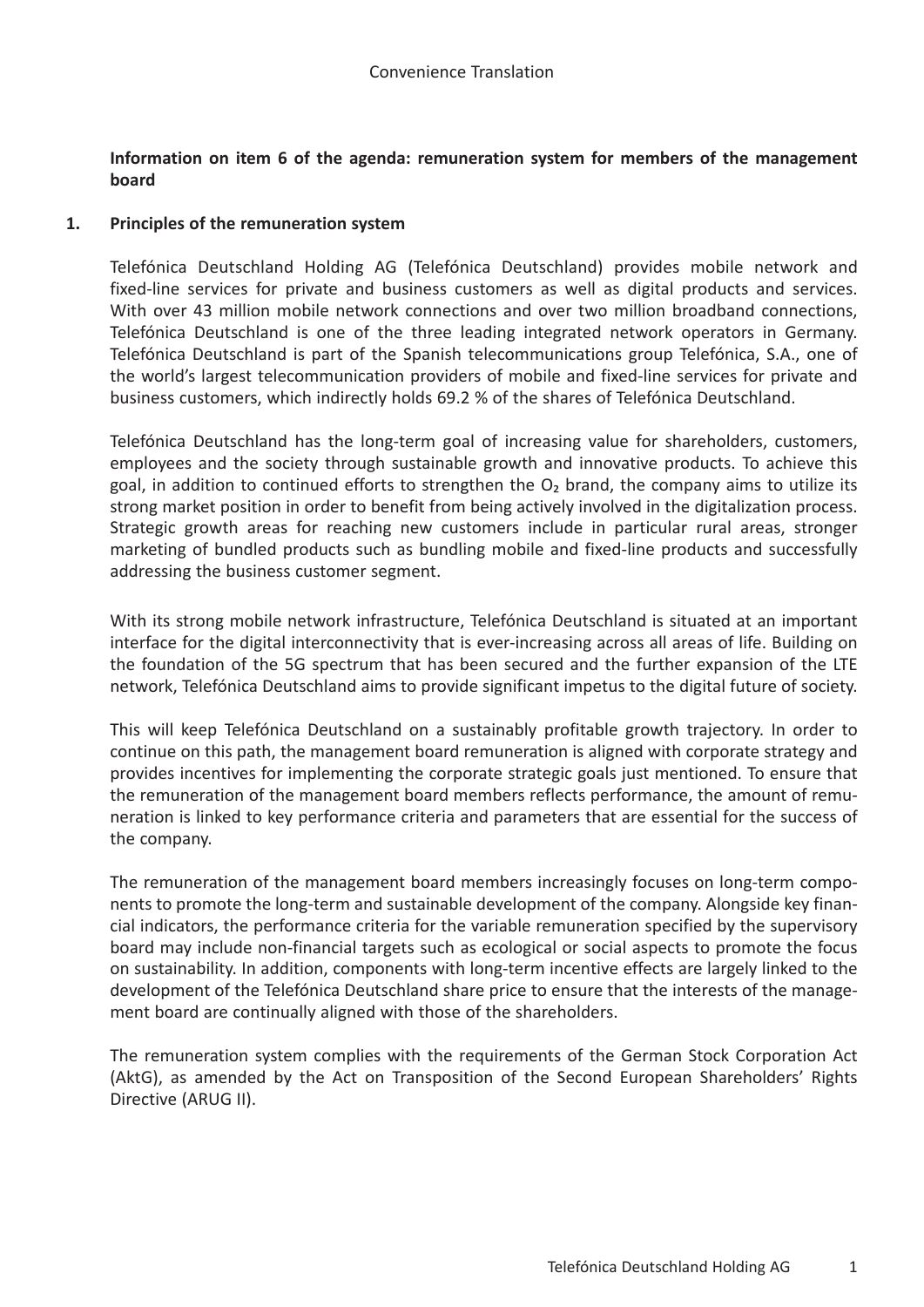Convenience Translation

**Information on item 6 of the agenda: remuneration system for members of the management board**

## 1. Principles of the remuneration system

Telefónica Deutschland Holding AG (Telefónica Deutschland) provides mobile network and fixed-line services for private and business customers as well as digital products and services. With over 43 million mobile network connections and over two million broadband connections, Telefónica Deutschland is one of the three leading integrated network operators in Germany. Telefónica Deutschland is part of the Spanish telecommunications group Telefónica, S.A., one of the world's largest telecommunication providers of mobile and fixed-line services for private and business customers, which indirectly holds 69.2 % of the shares of Telefónica Deutschland.

Telefónica Deutschland has the long-term goal of increasing value for shareholders, customers, employees and the society through sustainable growth and innovative products. To achieve this goal, in addition to continued efforts to strengthen the $O_2$ brand, the company aims to utilize its strong market position in order to benefit from being actively involved in the digitalization process. Strategic growth areas for reaching new customers include in particular rural areas, stronger marketing of bundled products such as bundling mobile and fixed-line products and successfully addressing the business customer segment.

With its strong mobile network infrastructure, Telefónica Deutschland is situated at an important interface for the digital interconnectivity that is ever-increasing across all areas of life. Building on the foundation of the 5G spectrum that has been secured and the further expansion of the LTE network, Telefónica Deutschland aims to provide significant impetus to the digital future of society.

This will keep Telefónica Deutschland on a sustainably profitable growth trajectory. In order to continue on this path, the management board remuneration is aligned with corporate strategy and provides incentives for implementing the corporate strategic goals just mentioned. To ensure that the remuneration of the management board members reflects performance, the amount of remuneration is linked to key performance criteria and parameters that are essential for the success of the company.

The remuneration of the management board members increasingly focuses on long-term components to promote the long-term and sustainable development of the company. Alongside key financial indicators, the performance criteria for the variable remuneration specified by the supervisory board may include non-financial targets such as ecological or social aspects to promote the focus on sustainability. In addition, components with long-term incentive effects are largely linked to the development of the Telefónica Deutschland share price to ensure that the interests of the management board are continually aligned with those of the shareholders.

The remuneration system complies with the requirements of the German Stock Corporation Act (AktG), as amended by the Act on Transposition of the Second European Shareholders' Rights Directive (ARUG II).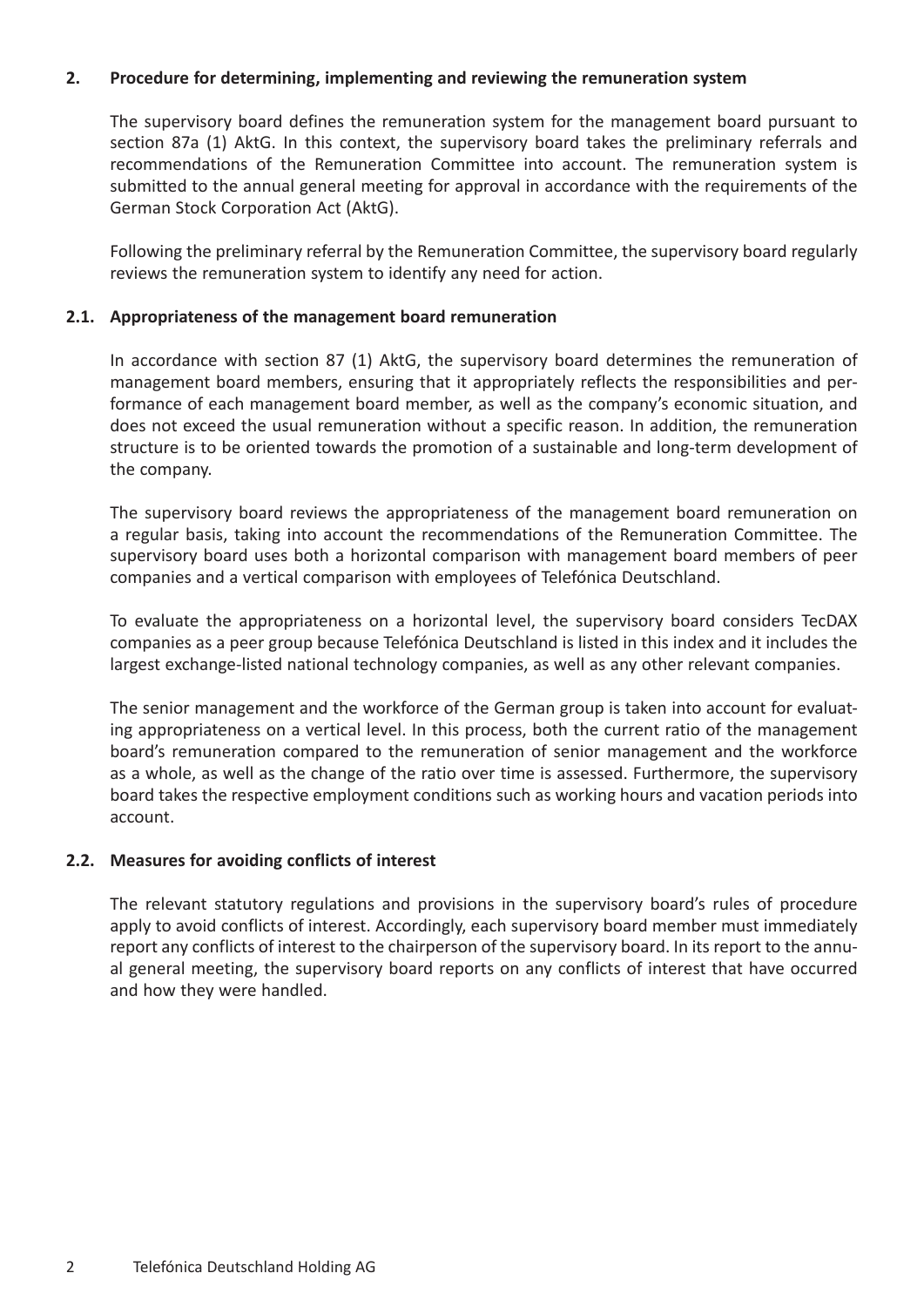## 2. Procedure for determining, implementing and reviewing the remuneration system

The supervisory board defines the remuneration system for the management board pursuant to section 87a (1) AktG. In this context, the supervisory board takes the preliminary referrals and recommendations of the Remuneration Committee into account. The remuneration system is submitted to the annual general meeting for approval in accordance with the requirements of the German Stock Corporation Act (AktG).

Following the preliminary referral by the Remuneration Committee, the supervisory board regularly reviews the remuneration system to identify any need for action.

### 2.1. Appropriateness of the management board remuneration

In accordance with section 87 (1) AktG, the supervisory board determines the remuneration of management board members, ensuring that it appropriately reflects the responsibilities and performance of each management board member, as well as the company's economic situation, and does not exceed the usual remuneration without a specific reason. In addition, the remuneration structure is to be oriented towards the promotion of a sustainable and long-term development of the company.

The supervisory board reviews the appropriateness of the management board remuneration on a regular basis, taking into account the recommendations of the Remuneration Committee. The supervisory board uses both a horizontal comparison with management board members of peer companies and a vertical comparison with employees of Telefónica Deutschland.

To evaluate the appropriateness on a horizontal level, the supervisory board considers TecDAX companies as a peer group because Telefónica Deutschland is listed in this index and it includes the largest exchange-listed national technology companies, as well as any other relevant companies.

The senior management and the workforce of the German group is taken into account for evaluating appropriateness on a vertical level. In this process, both the current ratio of the management board's remuneration compared to the remuneration of senior management and the workforce as a whole, as well as the change of the ratio over time is assessed. Furthermore, the supervisory board takes the respective employment conditions such as working hours and vacation periods into account.

### 2.2. Measures for avoiding conflicts of interest

The relevant statutory regulations and provisions in the supervisory board's rules of procedure apply to avoid conflicts of interest. Accordingly, each supervisory board member must immediately report any conflicts of interest to the chairperson of the supervisory board. In its report to the annual general meeting, the supervisory board reports on any conflicts of interest that have occurred and how they were handled.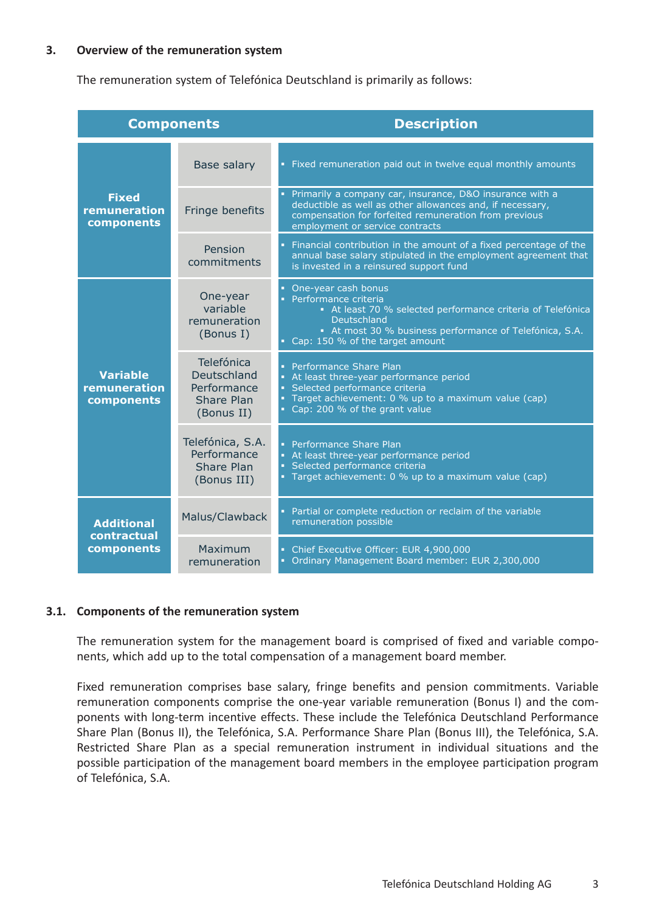## 3. Overview of the remuneration system

The remuneration system of Telefónica Deutschland is primarily as follows:

| Components | | Description |
|---|---|---|
| **Fixed remuneration components** | Base salary | ▪ Fixed remuneration paid out in twelve equal monthly amounts |
| | Fringe benefits | ▪ Primarily a company car, insurance, D&O insurance with a deductible as well as other allowances and, if necessary, compensation for forfeited remuneration from previous employment or service contracts |
| | Pension commitments | ▪ Financial contribution in the amount of a fixed percentage of the annual base salary stipulated in the employment agreement that is invested in a reinsured support fund |
| **Variable remuneration components** | One-year variable remuneration (Bonus I) | ▪ One-year cash bonus<br>▪ Performance criteria<br>&nbsp;&nbsp;▪ At least 70 % selected performance criteria of Telefónica Deutschland<br>&nbsp;&nbsp;▪ At most 30 % business performance of Telefónica, S.A.<br>▪ Cap: 150 % of the target amount |
| | Telefónica Deutschland Performance Share Plan (Bonus II) | ▪ Performance Share Plan<br>▪ At least three-year performance period<br>▪ Selected performance criteria<br>▪ Target achievement: 0 % up to a maximum value (cap)<br>▪ Cap: 200 % of the grant value |
| | Telefónica, S.A. Performance Share Plan (Bonus III) | ▪ Performance Share Plan<br>▪ At least three-year performance period<br>▪ Selected performance criteria<br>▪ Target achievement: 0 % up to a maximum value (cap) |
| **Additional contractual components** | Malus/Clawback | ▪ Partial or complete reduction or reclaim of the variable remuneration possible |
| | Maximum remuneration | ▪ Chief Executive Officer: EUR 4,900,000<br>▪ Ordinary Management Board member: EUR 2,300,000 |

### 3.1. Components of the remuneration system

The remuneration system for the management board is comprised of fixed and variable components, which add up to the total compensation of a management board member.

Fixed remuneration comprises base salary, fringe benefits and pension commitments. Variable remuneration components comprise the one-year variable remuneration (Bonus I) and the components with long-term incentive effects. These include the Telefónica Deutschland Performance Share Plan (Bonus II), the Telefónica, S.A. Performance Share Plan (Bonus III), the Telefónica, S.A. Restricted Share Plan as a special remuneration instrument in individual situations and the possible participation of the management board members in the employee participation program of Telefónica, S.A.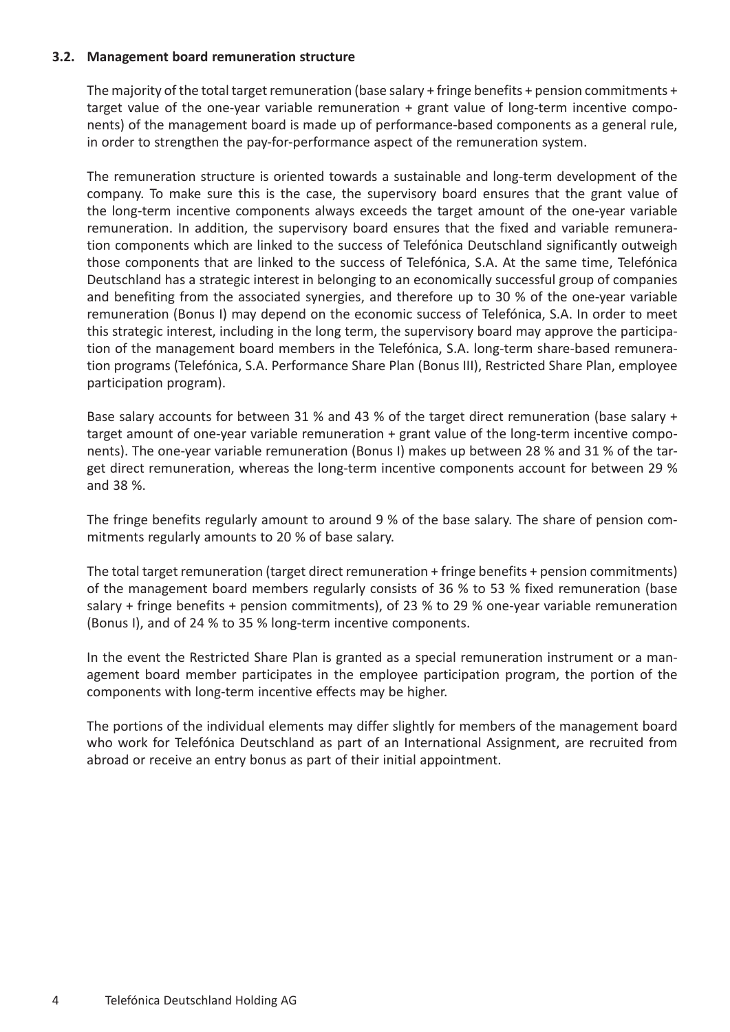### 3.2. Management board remuneration structure

The majority of the total target remuneration (base salary + fringe benefits + pension commitments + target value of the one-year variable remuneration + grant value of long-term incentive components) of the management board is made up of performance-based components as a general rule, in order to strengthen the pay-for-performance aspect of the remuneration system.

The remuneration structure is oriented towards a sustainable and long-term development of the company. To make sure this is the case, the supervisory board ensures that the grant value of the long-term incentive components always exceeds the target amount of the one-year variable remuneration. In addition, the supervisory board ensures that the fixed and variable remuneration components which are linked to the success of Telefónica Deutschland significantly outweigh those components that are linked to the success of Telefónica, S.A. At the same time, Telefónica Deutschland has a strategic interest in belonging to an economically successful group of companies and benefiting from the associated synergies, and therefore up to 30 % of the one-year variable remuneration (Bonus I) may depend on the economic success of Telefónica, S.A. In order to meet this strategic interest, including in the long term, the supervisory board may approve the participation of the management board members in the Telefónica, S.A. long-term share-based remuneration programs (Telefónica, S.A. Performance Share Plan (Bonus III), Restricted Share Plan, employee participation program).

Base salary accounts for between 31 % and 43 % of the target direct remuneration (base salary + target amount of one-year variable remuneration + grant value of the long-term incentive components). The one-year variable remuneration (Bonus I) makes up between 28 % and 31 % of the target direct remuneration, whereas the long-term incentive components account for between 29 % and 38 %.

The fringe benefits regularly amount to around 9 % of the base salary. The share of pension commitments regularly amounts to 20 % of base salary.

The total target remuneration (target direct remuneration + fringe benefits + pension commitments) of the management board members regularly consists of 36 % to 53 % fixed remuneration (base salary + fringe benefits + pension commitments), of 23 % to 29 % one-year variable remuneration (Bonus I), and of 24 % to 35 % long-term incentive components.

In the event the Restricted Share Plan is granted as a special remuneration instrument or a management board member participates in the employee participation program, the portion of the components with long-term incentive effects may be higher.

The portions of the individual elements may differ slightly for members of the management board who work for Telefónica Deutschland as part of an International Assignment, are recruited from abroad or receive an entry bonus as part of their initial appointment.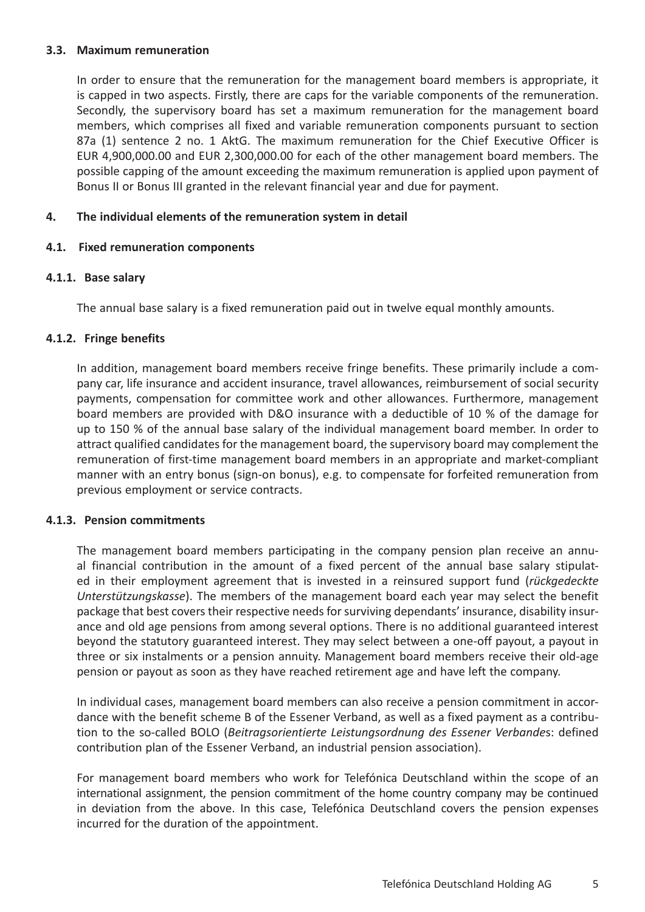### 3.3. Maximum remuneration

In order to ensure that the remuneration for the management board members is appropriate, it is capped in two aspects. Firstly, there are caps for the variable components of the remuneration. Secondly, the supervisory board has set a maximum remuneration for the management board members, which comprises all fixed and variable remuneration components pursuant to section 87a (1) sentence 2 no. 1 AktG. The maximum remuneration for the Chief Executive Officer is EUR 4,900,000.00 and EUR 2,300,000.00 for each of the other management board members. The possible capping of the amount exceeding the maximum remuneration is applied upon payment of Bonus II or Bonus III granted in the relevant financial year and due for payment.

## 4. The individual elements of the remuneration system in detail

### 4.1. Fixed remuneration components

#### 4.1.1. Base salary

The annual base salary is a fixed remuneration paid out in twelve equal monthly amounts.

#### 4.1.2. Fringe benefits

In addition, management board members receive fringe benefits. These primarily include a company car, life insurance and accident insurance, travel allowances, reimbursement of social security payments, compensation for committee work and other allowances. Furthermore, management board members are provided with D&O insurance with a deductible of 10 % of the damage for up to 150 % of the annual base salary of the individual management board member. In order to attract qualified candidates for the management board, the supervisory board may complement the remuneration of first-time management board members in an appropriate and market-compliant manner with an entry bonus (sign-on bonus), e.g. to compensate for forfeited remuneration from previous employment or service contracts.

#### 4.1.3. Pension commitments

The management board members participating in the company pension plan receive an annual financial contribution in the amount of a fixed percent of the annual base salary stipulated in their employment agreement that is invested in a reinsured support fund (*rückgedeckte Unterstützungskasse*). The members of the management board each year may select the benefit package that best covers their respective needs for surviving dependants' insurance, disability insurance and old age pensions from among several options. There is no additional guaranteed interest beyond the statutory guaranteed interest. They may select between a one-off payout, a payout in three or six instalments or a pension annuity. Management board members receive their old-age pension or payout as soon as they have reached retirement age and have left the company.

In individual cases, management board members can also receive a pension commitment in accordance with the benefit scheme B of the Essener Verband, as well as a fixed payment as a contribution to the so-called BOLO (*Beitragsorientierte Leistungsordnung des Essener Verbande*s: defined contribution plan of the Essener Verband, an industrial pension association).

For management board members who work for Telefónica Deutschland within the scope of an international assignment, the pension commitment of the home country company may be continued in deviation from the above. In this case, Telefónica Deutschland covers the pension expenses incurred for the duration of the appointment.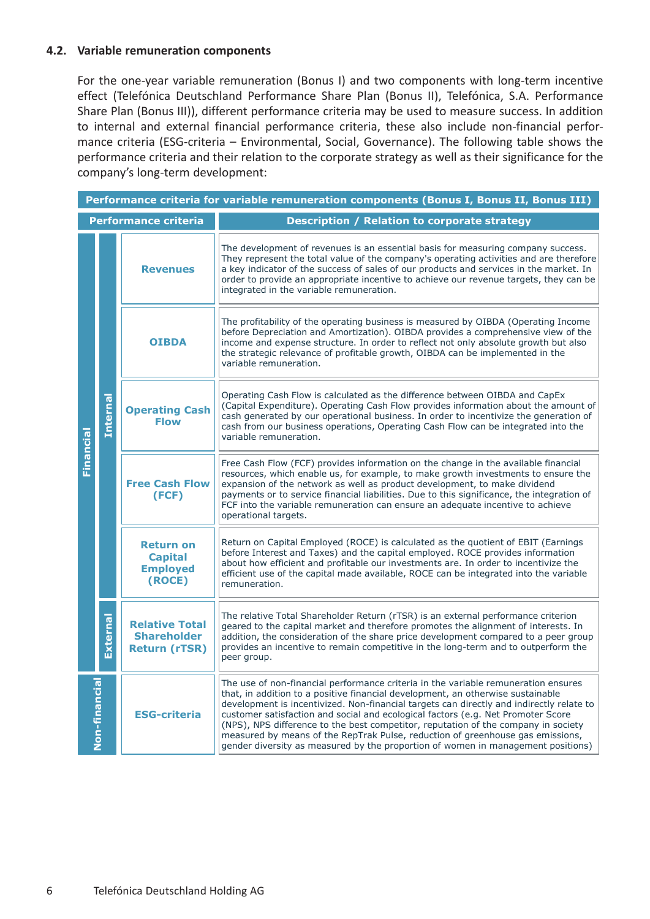### 4.2. Variable remuneration components

For the one-year variable remuneration (Bonus I) and two components with long-term incentive effect (Telefónica Deutschland Performance Share Plan (Bonus II), Telefónica, S.A. Performance Share Plan (Bonus III)), different performance criteria may be used to measure success. In addition to internal and external financial performance criteria, these also include non-financial performance criteria (ESG-criteria – Environmental, Social, Governance). The following table shows the performance criteria and their relation to the corporate strategy as well as their significance for the company's long-term development:

**Performance criteria for variable remuneration components (Bonus I, Bonus II, Bonus III)**

| Performance criteria | | | Description / Relation to corporate strategy |
|---|---|---|---|
| Financial | Internal | **Revenues** | The development of revenues is an essential basis for measuring company success. They represent the total value of the company's operating activities and are therefore a key indicator of the success of sales of our products and services in the market. In order to provide an appropriate incentive to achieve our revenue targets, they can be integrated in the variable remuneration. |
| | | **OIBDA** | The profitability of the operating business is measured by OIBDA (Operating Income before Depreciation and Amortization). OIBDA provides a comprehensive view of the income and expense structure. In order to reflect not only absolute growth but also the strategic relevance of profitable growth, OIBDA can be implemented in the variable remuneration. |
| | | **Operating Cash Flow** | Operating Cash Flow is calculated as the difference between OIBDA and CapEx (Capital Expenditure). Operating Cash Flow provides information about the amount of cash generated by our operational business. In order to incentivize the generation of cash from our business operations, Operating Cash Flow can be integrated into the variable remuneration. |
| | | **Free Cash Flow (FCF)** | Free Cash Flow (FCF) provides information on the change in the available financial resources, which enable us, for example, to make growth investments to ensure the expansion of the network as well as product development, to make dividend payments or to service financial liabilities. Due to this significance, the integration of FCF into the variable remuneration can ensure an adequate incentive to achieve operational targets. |
| | | **Return on Capital Employed (ROCE)** | Return on Capital Employed (ROCE) is calculated as the quotient of EBIT (Earnings before Interest and Taxes) and the capital employed. ROCE provides information about how efficient and profitable our investments are. In order to incentivize the efficient use of the capital made available, ROCE can be integrated into the variable remuneration. |
| | External | **Relative Total Shareholder Return (rTSR)** | The relative Total Shareholder Return (rTSR) is an external performance criterion geared to the capital market and therefore promotes the alignment of interests. In addition, the consideration of the share price development compared to a peer group provides an incentive to remain competitive in the long-term and to outperform the peer group. |
| Non-financial | | **ESG-criteria** | The use of non-financial performance criteria in the variable remuneration ensures that, in addition to a positive financial development, an otherwise sustainable development is incentivized. Non-financial targets can directly and indirectly relate to customer satisfaction and social and ecological factors (e.g. Net Promoter Score (NPS), NPS difference to the best competitor, reputation of the company in society measured by means of the RepTrak Pulse, reduction of greenhouse gas emissions, gender diversity as measured by the proportion of women in management positions) |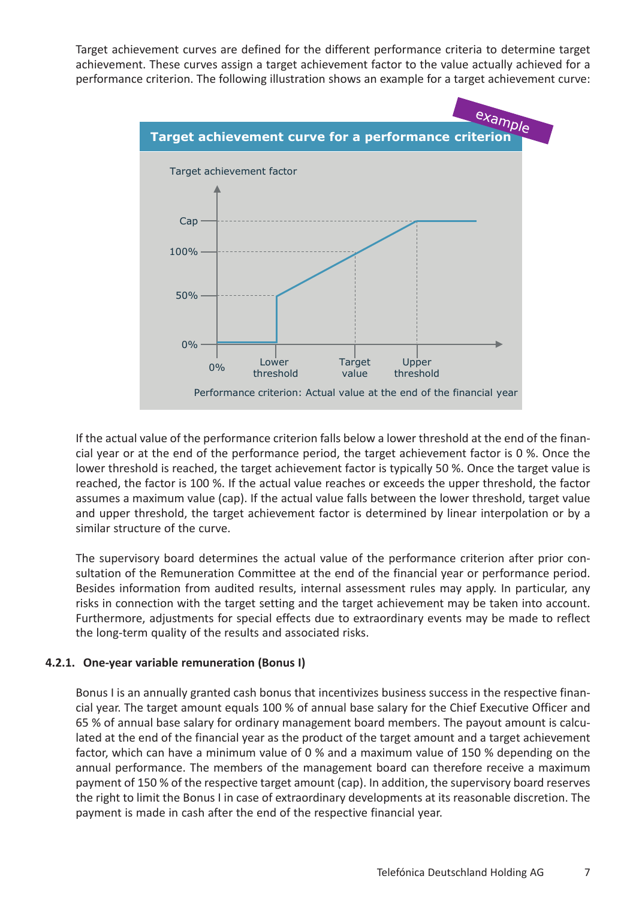Target achievement curves are defined for the different performance criteria to determine target achievement. These curves assign a target achievement factor to the value actually achieved for a performance criterion. The following illustration shows an example for a target achievement curve:

example

Target achievement curve for a performance criterion

Target achievement factor

Cap

100%

50%

0%

0%

Lower threshold

Target value

Upper threshold

Performance criterion: Actual value at the end of the financial year

If the actual value of the performance criterion falls below a lower threshold at the end of the financial year or at the end of the performance period, the target achievement factor is 0 %. Once the lower threshold is reached, the target achievement factor is typically 50 %. Once the target value is reached, the factor is 100 %. If the actual value reaches or exceeds the upper threshold, the factor assumes a maximum value (cap). If the actual value falls between the lower threshold, target value and upper threshold, the target achievement factor is determined by linear interpolation or by a similar structure of the curve.

The supervisory board determines the actual value of the performance criterion after prior consultation of the Remuneration Committee at the end of the financial year or performance period. Besides information from audited results, internal assessment rules may apply. In particular, any risks in connection with the target setting and the target achievement may be taken into account. Furthermore, adjustments for special effects due to extraordinary events may be made to reflect the long-term quality of the results and associated risks.

#### 4.2.1. One-year variable remuneration (Bonus I)

Bonus I is an annually granted cash bonus that incentivizes business success in the respective financial year. The target amount equals 100 % of annual base salary for the Chief Executive Officer and 65 % of annual base salary for ordinary management board members. The payout amount is calculated at the end of the financial year as the product of the target amount and a target achievement factor, which can have a minimum value of 0 % and a maximum value of 150 % depending on the annual performance. The members of the management board can therefore receive a maximum payment of 150 % of the respective target amount (cap). In addition, the supervisory board reserves the right to limit the Bonus I in case of extraordinary developments at its reasonable discretion. The payment is made in cash after the end of the respective financial year.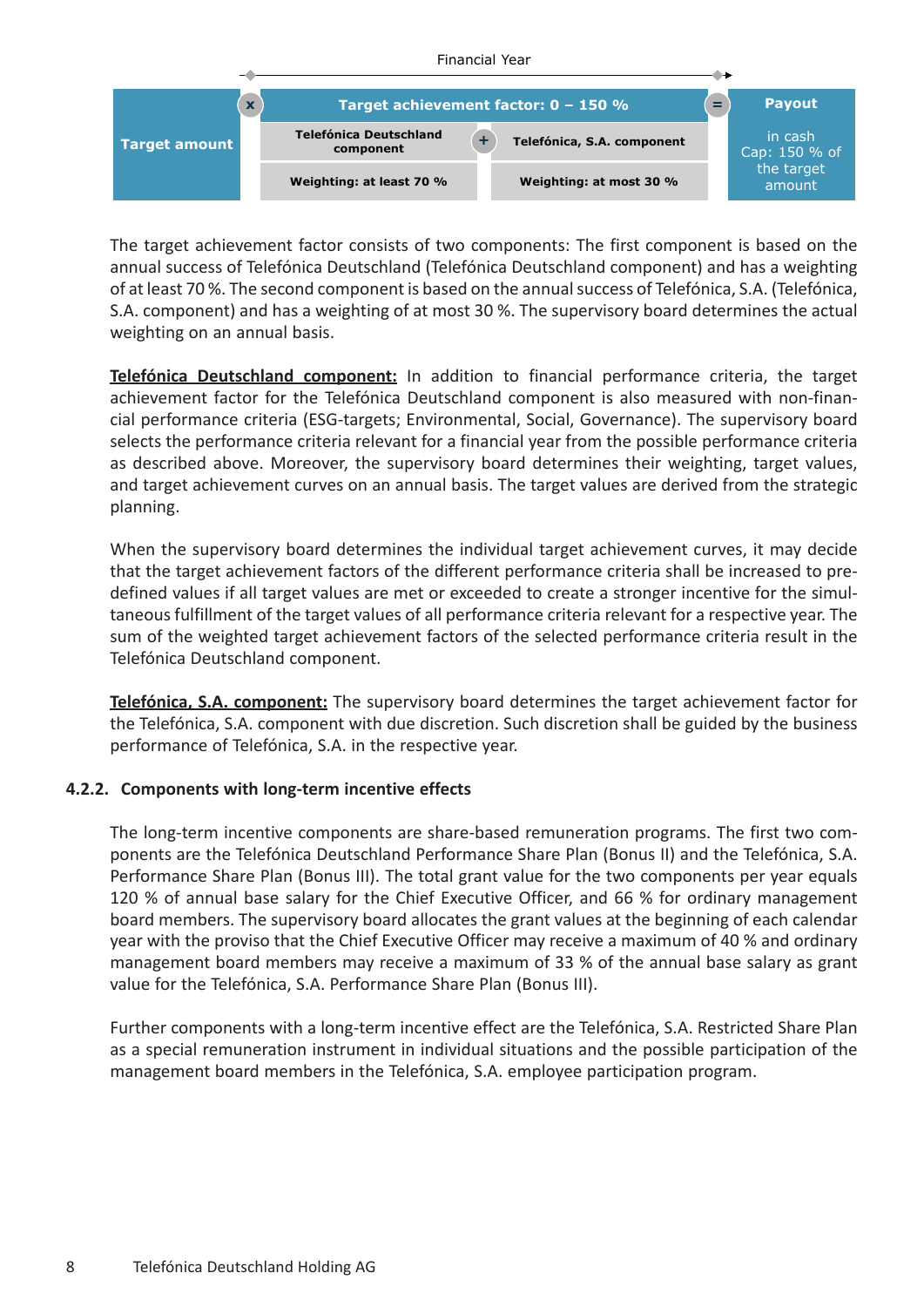Financial Year

Target amount × Target achievement factor: 0 – 150 % = Payout

Telefónica Deutschland component + Telefónica, S.A. component

Weighting: at least 70 %

Weighting: at most 30 %

Payout in cash Cap: 150 % of the target amount

The target achievement factor consists of two components: The first component is based on the annual success of Telefónica Deutschland (Telefónica Deutschland component) and has a weighting of at least 70 %. The second component is based on the annual success of Telefónica, S.A. (Telefónica, S.A. component) and has a weighting of at most 30 %. The supervisory board determines the actual weighting on an annual basis.

**Telefónica Deutschland component:** In addition to financial performance criteria, the target achievement factor for the Telefónica Deutschland component is also measured with non-financial performance criteria (ESG-targets; Environmental, Social, Governance). The supervisory board selects the performance criteria relevant for a financial year from the possible performance criteria as described above. Moreover, the supervisory board determines their weighting, target values, and target achievement curves on an annual basis. The target values are derived from the strategic planning.

When the supervisory board determines the individual target achievement curves, it may decide that the target achievement factors of the different performance criteria shall be increased to predefined values if all target values are met or exceeded to create a stronger incentive for the simultaneous fulfillment of the target values of all performance criteria relevant for a respective year. The sum of the weighted target achievement factors of the selected performance criteria result in the Telefónica Deutschland component.

**Telefónica, S.A. component:** The supervisory board determines the target achievement factor for the Telefónica, S.A. component with due discretion. Such discretion shall be guided by the business performance of Telefónica, S.A. in the respective year.

#### 4.2.2. Components with long-term incentive effects

The long-term incentive components are share-based remuneration programs. The first two components are the Telefónica Deutschland Performance Share Plan (Bonus II) and the Telefónica, S.A. Performance Share Plan (Bonus III). The total grant value for the two components per year equals 120 % of annual base salary for the Chief Executive Officer, and 66 % for ordinary management board members. The supervisory board allocates the grant values at the beginning of each calendar year with the proviso that the Chief Executive Officer may receive a maximum of 40 % and ordinary management board members may receive a maximum of 33 % of the annual base salary as grant value for the Telefónica, S.A. Performance Share Plan (Bonus III).

Further components with a long-term incentive effect are the Telefónica, S.A. Restricted Share Plan as a special remuneration instrument in individual situations and the possible participation of the management board members in the Telefónica, S.A. employee participation program.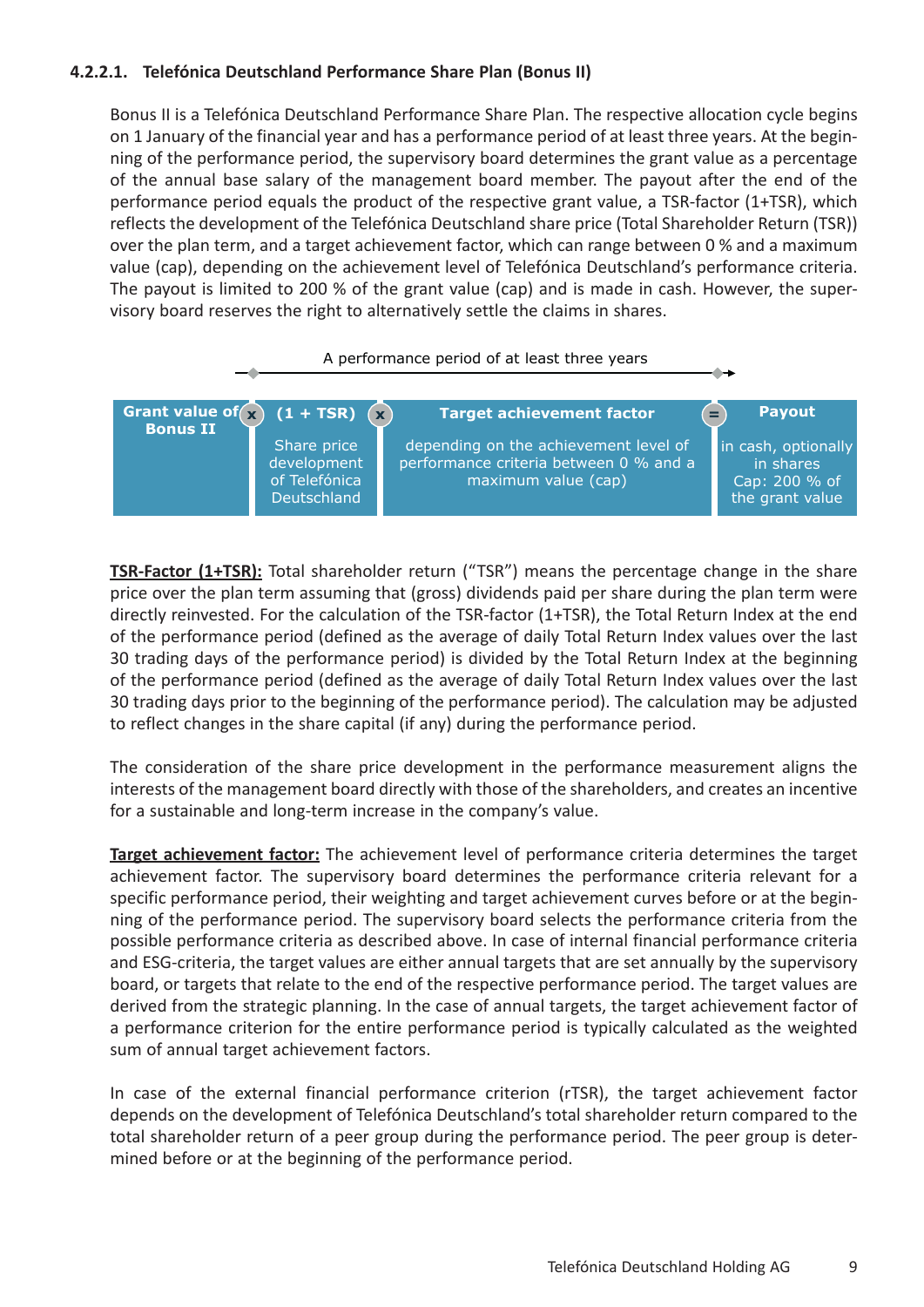#### 4.2.2.1. Telefónica Deutschland Performance Share Plan (Bonus II)

Bonus II is a Telefónica Deutschland Performance Share Plan. The respective allocation cycle begins on 1 January of the financial year and has a performance period of at least three years. At the beginning of the performance period, the supervisory board determines the grant value as a percentage of the annual base salary of the management board member. The payout after the end of the performance period equals the product of the respective grant value, a TSR-factor (1+TSR), which reflects the development of the Telefónica Deutschland share price (Total Shareholder Return (TSR)) over the plan term, and a target achievement factor, which can range between 0 % and a maximum value (cap), depending on the achievement level of Telefónica Deutschland's performance criteria. The payout is limited to 200 % of the grant value (cap) and is made in cash. However, the supervisory board reserves the right to alternatively settle the claims in shares.

A performance period of at least three years

**Grant value of Bonus II** x **(1 + TSR)** Share price development of Telefónica Deutschland x **Target achievement factor** depending on the achievement level of performance criteria between 0 % and a maximum value (cap) = **Payout** in cash, optionally in shares Cap: 200 % of the grant value

**TSR-Factor (1+TSR):** Total shareholder return ("TSR") means the percentage change in the share price over the plan term assuming that (gross) dividends paid per share during the plan term were directly reinvested. For the calculation of the TSR-factor (1+TSR), the Total Return Index at the end of the performance period (defined as the average of daily Total Return Index values over the last 30 trading days of the performance period) is divided by the Total Return Index at the beginning of the performance period (defined as the average of daily Total Return Index values over the last 30 trading days prior to the beginning of the performance period). The calculation may be adjusted to reflect changes in the share capital (if any) during the performance period.

The consideration of the share price development in the performance measurement aligns the interests of the management board directly with those of the shareholders, and creates an incentive for a sustainable and long-term increase in the company's value.

**Target achievement factor:** The achievement level of performance criteria determines the target achievement factor. The supervisory board determines the performance criteria relevant for a specific performance period, their weighting and target achievement curves before or at the beginning of the performance period. The supervisory board selects the performance criteria from the possible performance criteria as described above. In case of internal financial performance criteria and ESG-criteria, the target values are either annual targets that are set annually by the supervisory board, or targets that relate to the end of the respective performance period. The target values are derived from the strategic planning. In the case of annual targets, the target achievement factor of a performance criterion for the entire performance period is typically calculated as the weighted sum of annual target achievement factors.

In case of the external financial performance criterion (rTSR), the target achievement factor depends on the development of Telefónica Deutschland's total shareholder return compared to the total shareholder return of a peer group during the performance period. The peer group is determined before or at the beginning of the performance period.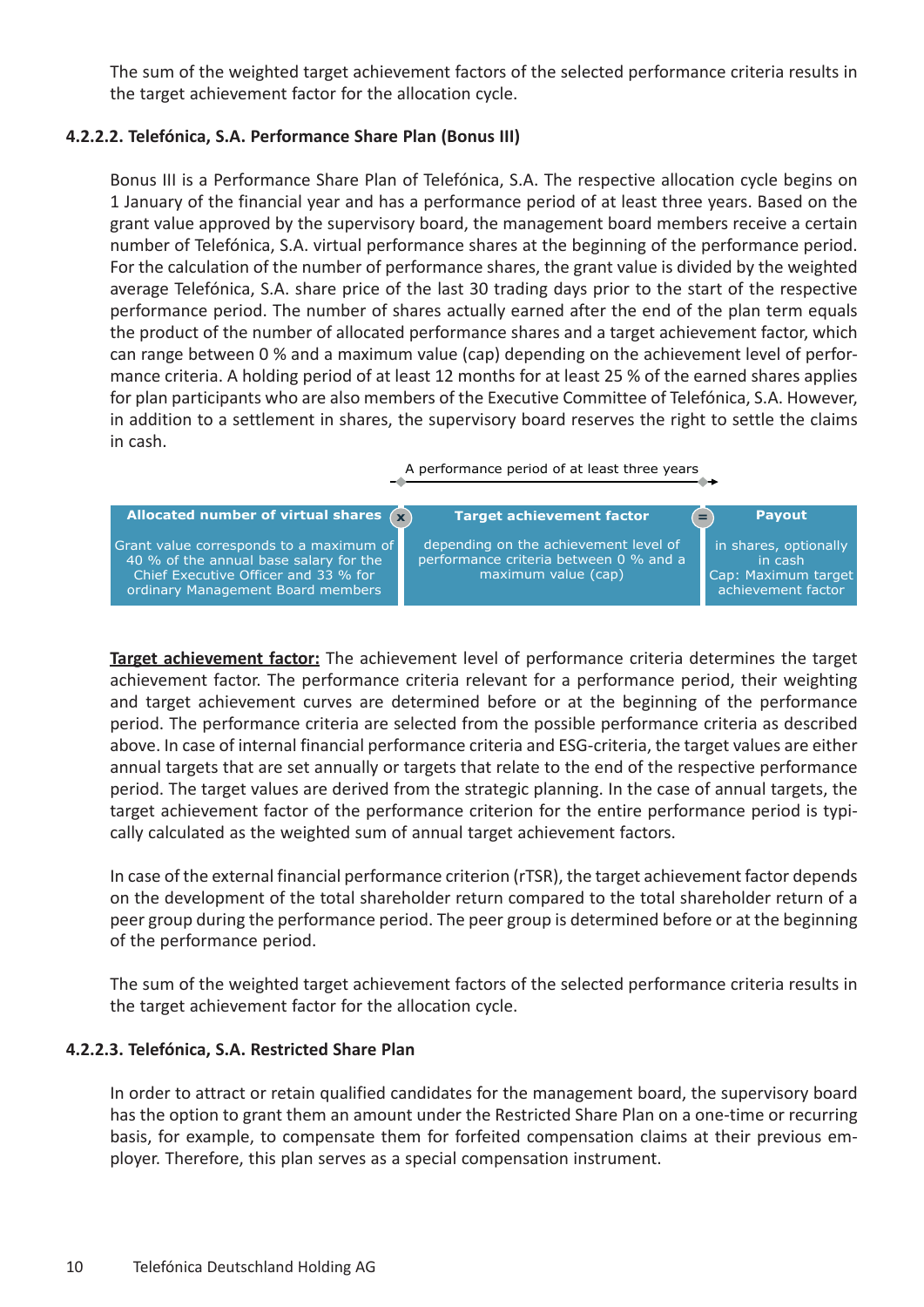The sum of the weighted target achievement factors of the selected performance criteria results in the target achievement factor for the allocation cycle.

#### 4.2.2.2. Telefónica, S.A. Performance Share Plan (Bonus III)

Bonus III is a Performance Share Plan of Telefónica, S.A. The respective allocation cycle begins on 1 January of the financial year and has a performance period of at least three years. Based on the grant value approved by the supervisory board, the management board members receive a certain number of Telefónica, S.A. virtual performance shares at the beginning of the performance period. For the calculation of the number of performance shares, the grant value is divided by the weighted average Telefónica, S.A. share price of the last 30 trading days prior to the start of the respective performance period. The number of shares actually earned after the end of the plan term equals the product of the number of allocated performance shares and a target achievement factor, which can range between 0 % and a maximum value (cap) depending on the achievement level of performance criteria. A holding period of at least 12 months for at least 25 % of the earned shares applies for plan participants who are also members of the Executive Committee of Telefónica, S.A. However, in addition to a settlement in shares, the supervisory board reserves the right to settle the claims in cash.

A performance period of at least three years

| Allocated number of virtual shares | × | Target achievement factor | = | Payout |
|---|---|---|---|---|
| Grant value corresponds to a maximum of 40 % of the annual base salary for the Chief Executive Officer and 33 % for ordinary Management Board members | | depending on the achievement level of performance criteria between 0 % and a maximum value (cap) | | in shares, optionally in cash<br>Cap: Maximum target achievement factor |

**Target achievement factor:** The achievement level of performance criteria determines the target achievement factor. The performance criteria relevant for a performance period, their weighting and target achievement curves are determined before or at the beginning of the performance period. The performance criteria are selected from the possible performance criteria as described above. In case of internal financial performance criteria and ESG-criteria, the target values are either annual targets that are set annually or targets that relate to the end of the respective performance period. The target values are derived from the strategic planning. In the case of annual targets, the target achievement factor of the performance criterion for the entire performance period is typically calculated as the weighted sum of annual target achievement factors.

In case of the external financial performance criterion (rTSR), the target achievement factor depends on the development of the total shareholder return compared to the total shareholder return of a peer group during the performance period. The peer group is determined before or at the beginning of the performance period.

The sum of the weighted target achievement factors of the selected performance criteria results in the target achievement factor for the allocation cycle.

#### 4.2.2.3. Telefónica, S.A. Restricted Share Plan

In order to attract or retain qualified candidates for the management board, the supervisory board has the option to grant them an amount under the Restricted Share Plan on a one-time or recurring basis, for example, to compensate them for forfeited compensation claims at their previous employer. Therefore, this plan serves as a special compensation instrument.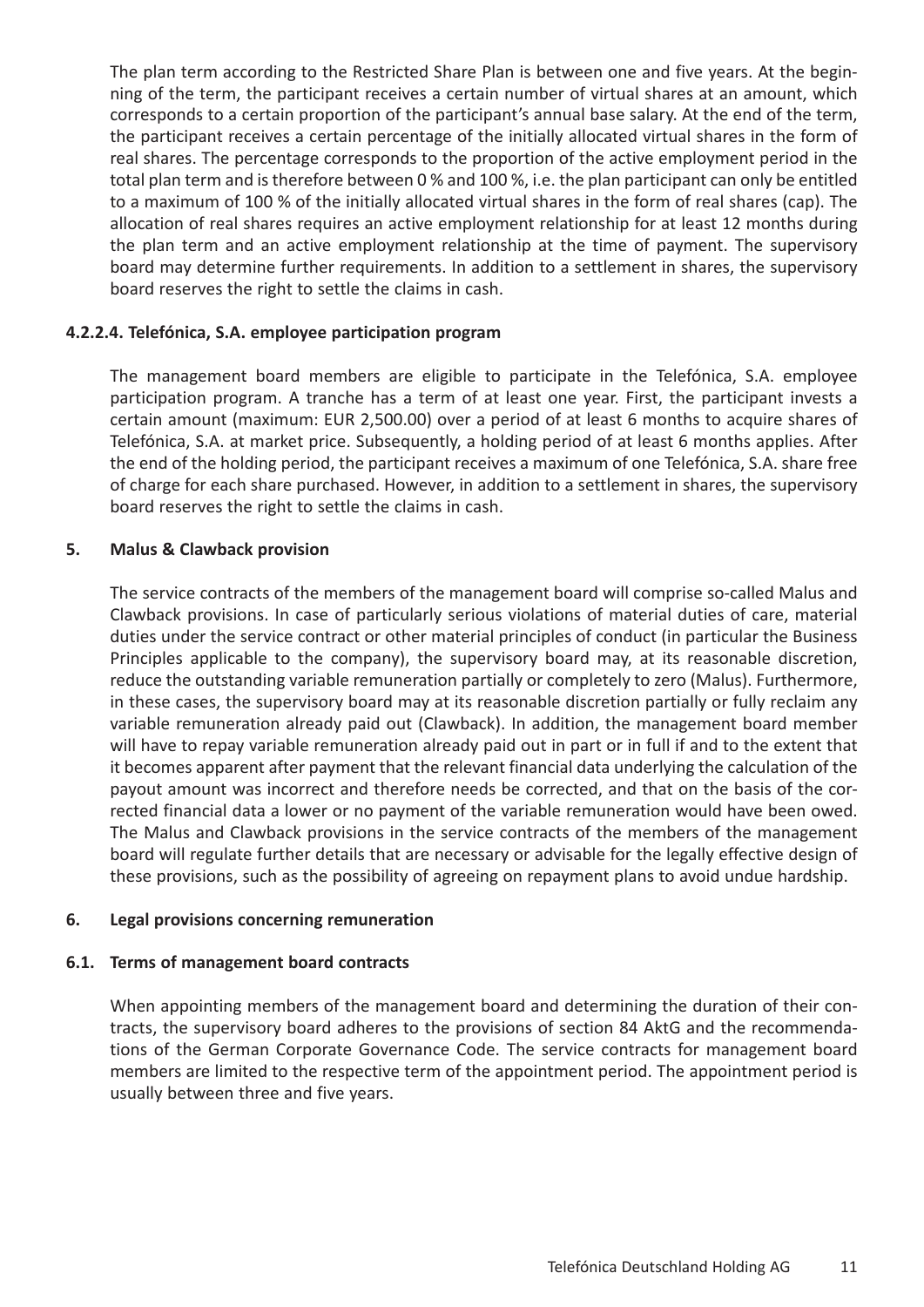The plan term according to the Restricted Share Plan is between one and five years. At the beginning of the term, the participant receives a certain number of virtual shares at an amount, which corresponds to a certain proportion of the participant's annual base salary. At the end of the term, the participant receives a certain percentage of the initially allocated virtual shares in the form of real shares. The percentage corresponds to the proportion of the active employment period in the total plan term and is therefore between 0 % and 100 %, i.e. the plan participant can only be entitled to a maximum of 100 % of the initially allocated virtual shares in the form of real shares (cap). The allocation of real shares requires an active employment relationship for at least 12 months during the plan term and an active employment relationship at the time of payment. The supervisory board may determine further requirements. In addition to a settlement in shares, the supervisory board reserves the right to settle the claims in cash.

#### 4.2.2.4. Telefónica, S.A. employee participation program

The management board members are eligible to participate in the Telefónica, S.A. employee participation program. A tranche has a term of at least one year. First, the participant invests a certain amount (maximum: EUR 2,500.00) over a period of at least 6 months to acquire shares of Telefónica, S.A. at market price. Subsequently, a holding period of at least 6 months applies. After the end of the holding period, the participant receives a maximum of one Telefónica, S.A. share free of charge for each share purchased. However, in addition to a settlement in shares, the supervisory board reserves the right to settle the claims in cash.

## 5. Malus & Clawback provision

The service contracts of the members of the management board will comprise so-called Malus and Clawback provisions. In case of particularly serious violations of material duties of care, material duties under the service contract or other material principles of conduct (in particular the Business Principles applicable to the company), the supervisory board may, at its reasonable discretion, reduce the outstanding variable remuneration partially or completely to zero (Malus). Furthermore, in these cases, the supervisory board may at its reasonable discretion partially or fully reclaim any variable remuneration already paid out (Clawback). In addition, the management board member will have to repay variable remuneration already paid out in part or in full if and to the extent that it becomes apparent after payment that the relevant financial data underlying the calculation of the payout amount was incorrect and therefore needs be corrected, and that on the basis of the corrected financial data a lower or no payment of the variable remuneration would have been owed. The Malus and Clawback provisions in the service contracts of the members of the management board will regulate further details that are necessary or advisable for the legally effective design of these provisions, such as the possibility of agreeing on repayment plans to avoid undue hardship.

## 6. Legal provisions concerning remuneration

### 6.1. Terms of management board contracts

When appointing members of the management board and determining the duration of their contracts, the supervisory board adheres to the provisions of section 84 AktG and the recommendations of the German Corporate Governance Code. The service contracts for management board members are limited to the respective term of the appointment period. The appointment period is usually between three and five years.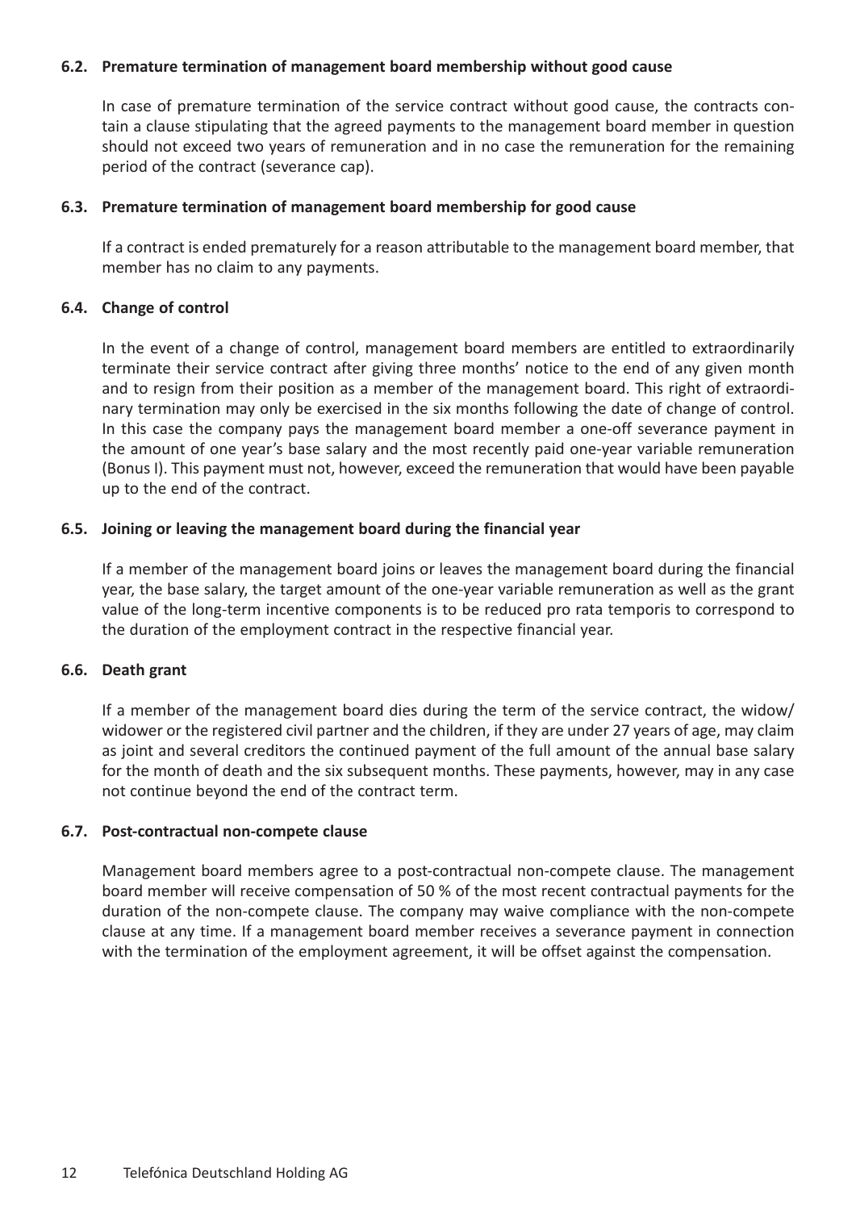### 6.2. Premature termination of management board membership without good cause

In case of premature termination of the service contract without good cause, the contracts contain a clause stipulating that the agreed payments to the management board member in question should not exceed two years of remuneration and in no case the remuneration for the remaining period of the contract (severance cap).

### 6.3. Premature termination of management board membership for good cause

If a contract is ended prematurely for a reason attributable to the management board member, that member has no claim to any payments.

### 6.4. Change of control

In the event of a change of control, management board members are entitled to extraordinarily terminate their service contract after giving three months' notice to the end of any given month and to resign from their position as a member of the management board. This right of extraordinary termination may only be exercised in the six months following the date of change of control. In this case the company pays the management board member a one-off severance payment in the amount of one year's base salary and the most recently paid one-year variable remuneration (Bonus I). This payment must not, however, exceed the remuneration that would have been payable up to the end of the contract.

### 6.5. Joining or leaving the management board during the financial year

If a member of the management board joins or leaves the management board during the financial year, the base salary, the target amount of the one-year variable remuneration as well as the grant value of the long-term incentive components is to be reduced pro rata temporis to correspond to the duration of the employment contract in the respective financial year.

### 6.6. Death grant

If a member of the management board dies during the term of the service contract, the widow/widower or the registered civil partner and the children, if they are under 27 years of age, may claim as joint and several creditors the continued payment of the full amount of the annual base salary for the month of death and the six subsequent months. These payments, however, may in any case not continue beyond the end of the contract term.

### 6.7. Post-contractual non-compete clause

Management board members agree to a post-contractual non-compete clause. The management board member will receive compensation of 50 % of the most recent contractual payments for the duration of the non-compete clause. The company may waive compliance with the non-compete clause at any time. If a management board member receives a severance payment in connection with the termination of the employment agreement, it will be offset against the compensation.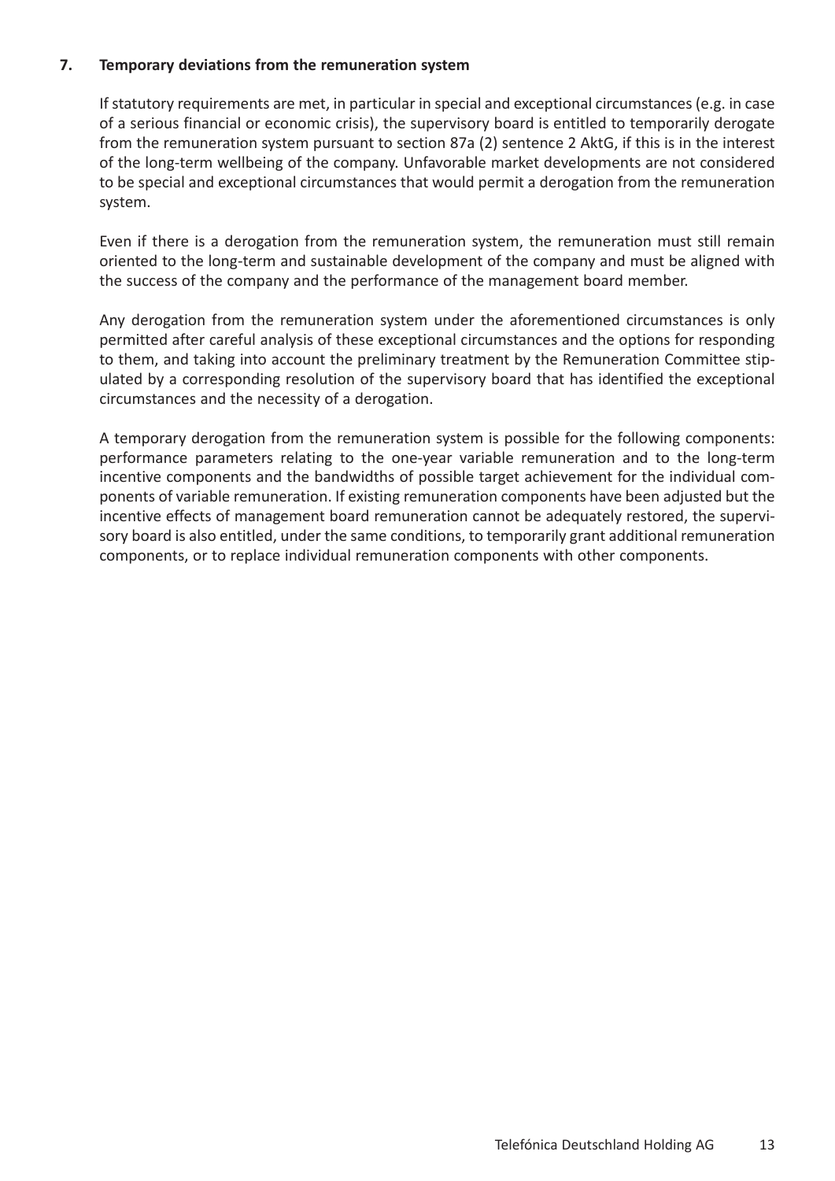## 7. Temporary deviations from the remuneration system

If statutory requirements are met, in particular in special and exceptional circumstances (e.g. in case of a serious financial or economic crisis), the supervisory board is entitled to temporarily derogate from the remuneration system pursuant to section 87a (2) sentence 2 AktG, if this is in the interest of the long-term wellbeing of the company. Unfavorable market developments are not considered to be special and exceptional circumstances that would permit a derogation from the remuneration system.

Even if there is a derogation from the remuneration system, the remuneration must still remain oriented to the long-term and sustainable development of the company and must be aligned with the success of the company and the performance of the management board member.

Any derogation from the remuneration system under the aforementioned circumstances is only permitted after careful analysis of these exceptional circumstances and the options for responding to them, and taking into account the preliminary treatment by the Remuneration Committee stipulated by a corresponding resolution of the supervisory board that has identified the exceptional circumstances and the necessity of a derogation.

A temporary derogation from the remuneration system is possible for the following components: performance parameters relating to the one-year variable remuneration and to the long-term incentive components and the bandwidths of possible target achievement for the individual components of variable remuneration. If existing remuneration components have been adjusted but the incentive effects of management board remuneration cannot be adequately restored, the supervisory board is also entitled, under the same conditions, to temporarily grant additional remuneration components, or to replace individual remuneration components with other components.